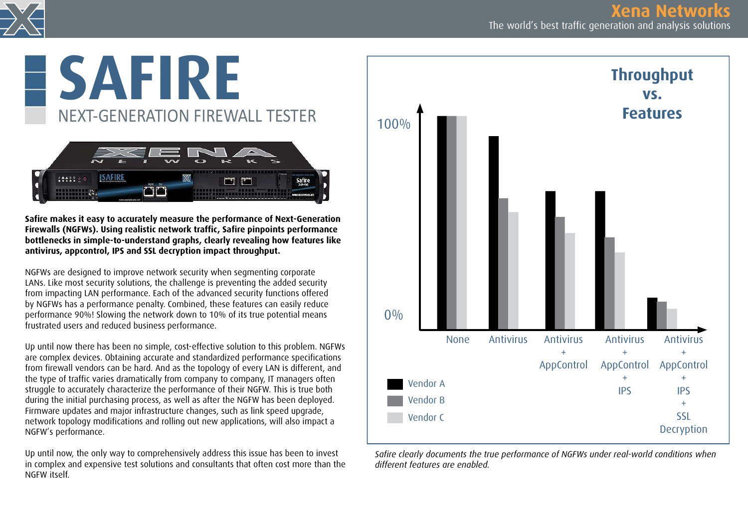# SAFIRE

## NEXT-GENERATION FIREWALL TESTER

**Safire makes it easy to accurately measure the performance of Next-Generation Firewalls (NGFWs). Using realistic network traffic, Safire pinpoints performance bottlenecks in simple-to-understand graphs, clearly revealing how features like antivirus, appcontrol, IPS and SSL decryption impact throughput.**

NGFWs are designed to improve network security when segmenting corporate LANs. Like most security solutions, the challenge is preventing the added security from impacting LAN performance. Each of the advanced security functions offered by NGFWs has a performance penalty. Combined, these features can easily reduce performance 90%! Slowing the network down to 10% of its true potential means frustrated users and reduced business performance.

Up until now there has been no simple, cost-effective solution to this problem. NGFWs are complex devices. Obtaining accurate and standardized performance specifications from firewall vendors can be hard. And as the topology of every LAN is different, and the type of traffic varies dramatically from company to company, IT managers often struggle to accurately characterize the performance of their NGFW. This is true both during the initial purchasing process, as well as after the NGFW has been deployed. Firmware updates and major infrastructure changes, such as link speed upgrade, network topology modifications and rolling out new applications, will also impact a NGFW's performance.

Up until now, the only way to comprehensively address this issue has been to invest in complex and expensive test solutions and consultants that often cost more than the NGFW itself.

**Throughput vs. Features**

100%

0%

None | Antivirus | Antivirus + AppControl | Antivirus + AppControl + IPS | Antivirus + AppControl + IPS + SSL Decryption

Vendor A
Vendor B
Vendor C

*Safire clearly documents the true performance of NGFWs under real-world conditions when different features are enabled.*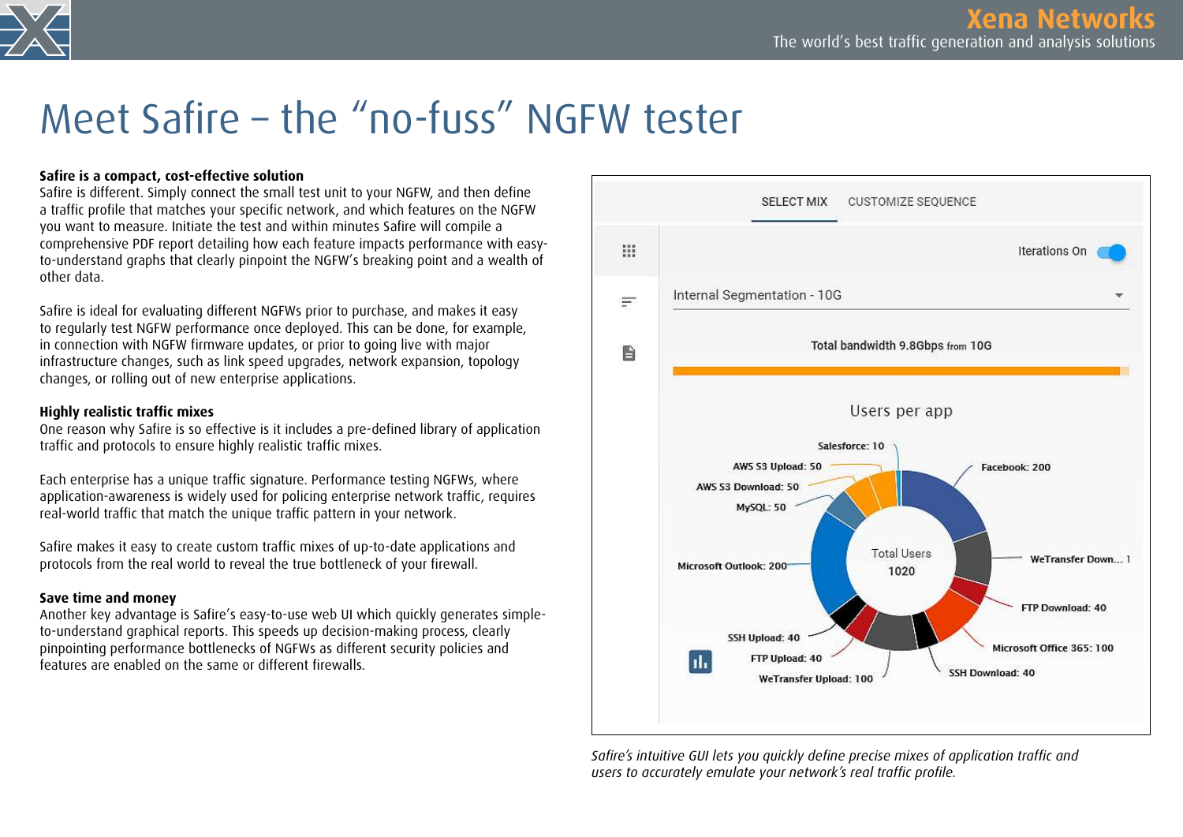# Meet Safire – the “no-fuss” NGFW tester

**Safire is a compact, cost-effective solution**

Safire is different. Simply connect the small test unit to your NGFW, and then define a traffic profile that matches your specific network, and which features on the NGFW you want to measure. Initiate the test and within minutes Safire will compile a comprehensive PDF report detailing how each feature impacts performance with easy-to-understand graphs that clearly pinpoint the NGFW’s breaking point and a wealth of other data.

Safire is ideal for evaluating different NGFWs prior to purchase, and makes it easy to regularly test NGFW performance once deployed. This can be done, for example, in connection with NGFW firmware updates, or prior to going live with major infrastructure changes, such as link speed upgrades, network expansion, topology changes, or rolling out of new enterprise applications.

**Highly realistic traffic mixes**

One reason why Safire is so effective is it includes a pre-defined library of application traffic and protocols to ensure highly realistic traffic mixes.

Each enterprise has a unique traffic signature. Performance testing NGFWs, where application-awareness is widely used for policing enterprise network traffic, requires real-world traffic that match the unique traffic pattern in your network.

Safire makes it easy to create custom traffic mixes of up-to-date applications and protocols from the real world to reveal the true bottleneck of your firewall.

**Save time and money**

Another key advantage is Safire’s easy-to-use web UI which quickly generates simple-to-understand graphical reports. This speeds up decision-making process, clearly pinpointing performance bottlenecks of NGFWs as different security policies and features are enabled on the same or different firewalls.

*Safire’s intuitive GUI lets you quickly define precise mixes of application traffic and users to accurately emulate your network’s real traffic profile.*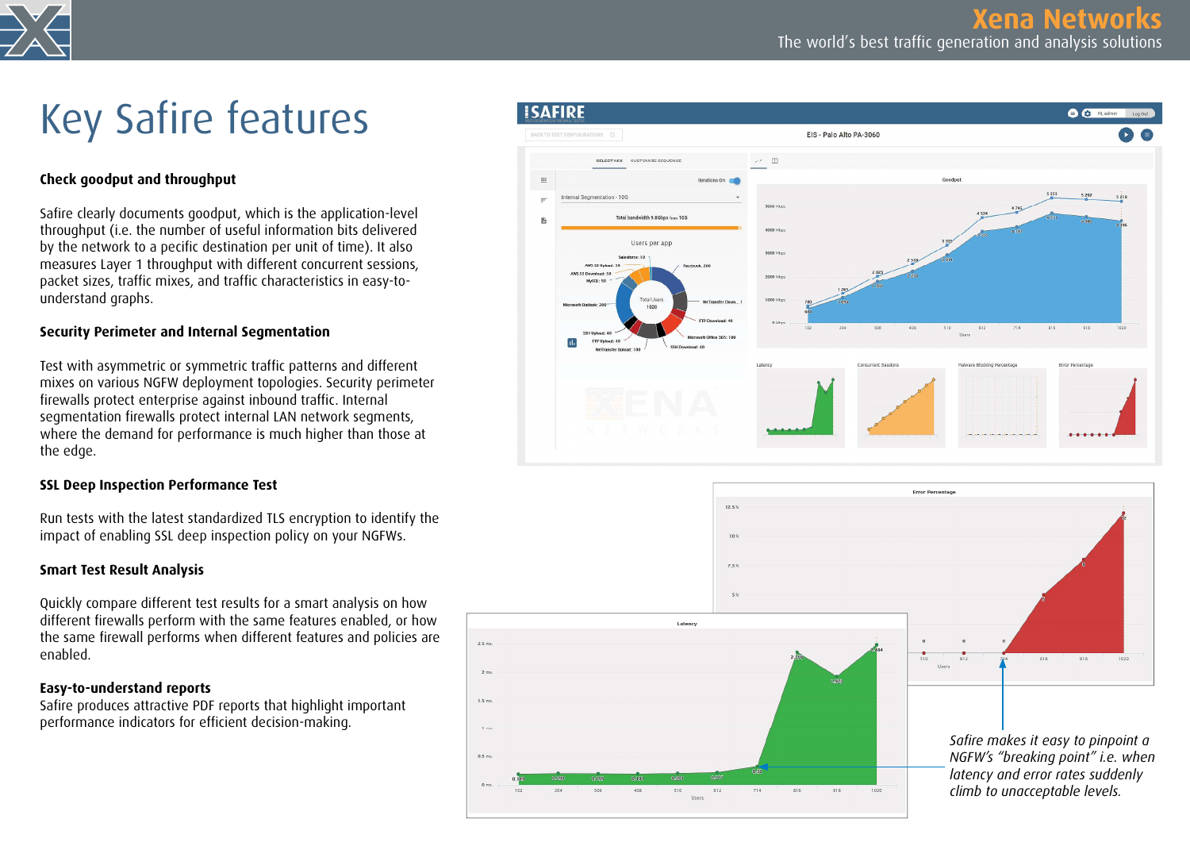# Key Safire features

**Check goodput and throughput**

Safire clearly documents goodput, which is the application-level throughput (i.e. the number of useful information bits delivered by the network to a pecific destination per unit of time). It also measures Layer 1 throughput with different concurrent sessions, packet sizes, traffic mixes, and traffic characteristics in easy-to-understand graphs.

**Security Perimeter and Internal Segmentation**

Test with asymmetric or symmetric traffic patterns and different mixes on various NGFW deployment topologies. Security perimeter firewalls protect enterprise against inbound traffic. Internal segmentation firewalls protect internal LAN network segments, where the demand for performance is much higher than those at the edge.

**SSL Deep Inspection Performance Test**

Run tests with the latest standardized TLS encryption to identify the impact of enabling SSL deep inspection policy on your NGFWs.

**Smart Test Result Analysis**

Quickly compare different test results for a smart analysis on how different firewalls perform with the same features enabled, or how the same firewall performs when different features and policies are enabled.

**Easy-to-understand reports**

Safire produces attractive PDF reports that highlight important performance indicators for efficient decision-making.

*Safire makes it easy to pinpoint a NGFW's "breaking point" i.e. when latency and error rates suddenly climb to unacceptable levels.*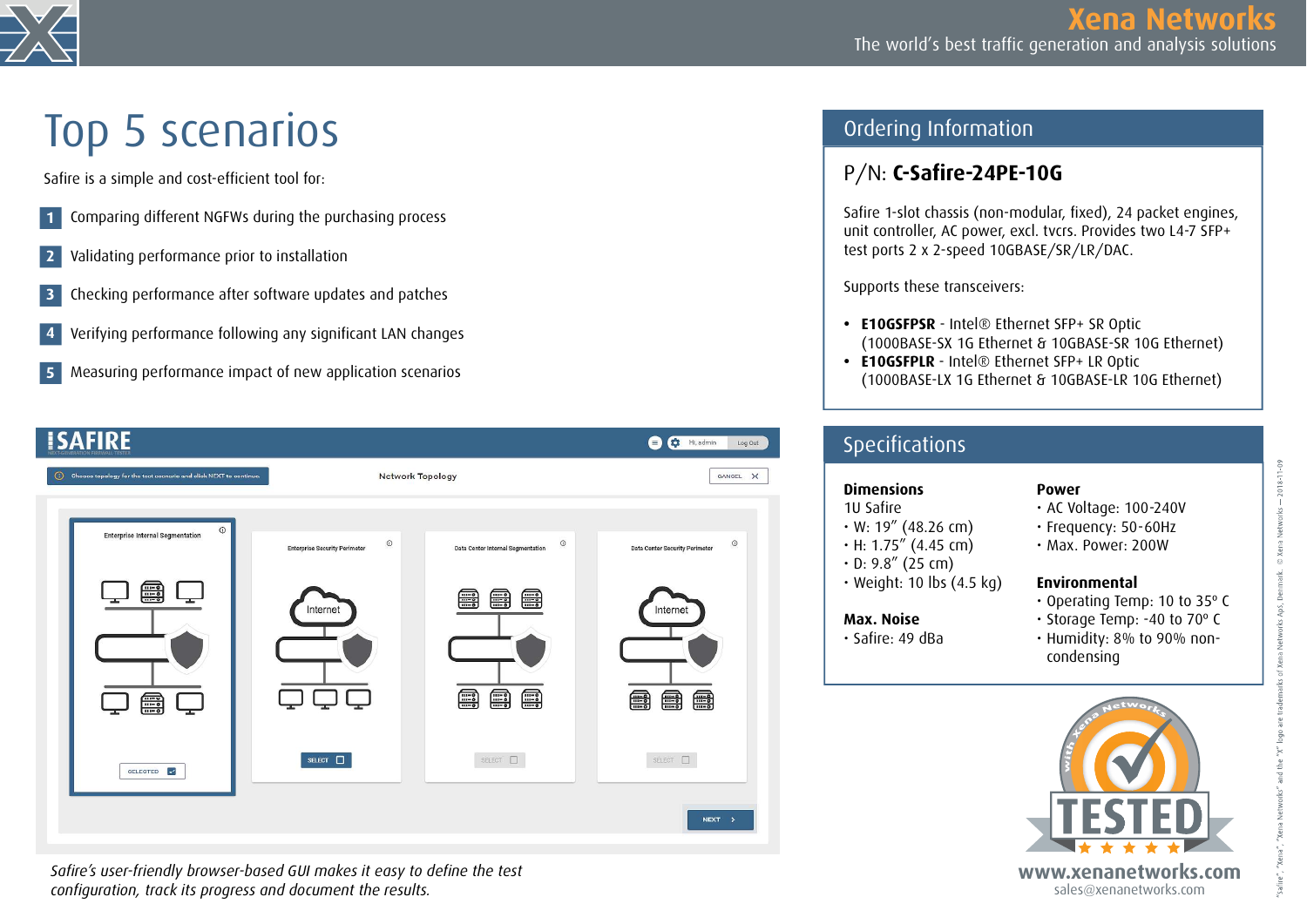# Top 5 scenarios

Safire is a simple and cost-efficient tool for:

1. Comparing different NGFWs during the purchasing process
2. Validating performance prior to installation
3. Checking performance after software updates and patches
4. Verifying performance following any significant LAN changes
5. Measuring performance impact of new application scenarios

*Safire's user-friendly browser-based GUI makes it easy to define the test configuration, track its progress and document the results.*

## Ordering Information

P/N: **C-Safire-24PE-10G**

Safire 1-slot chassis (non-modular, fixed), 24 packet engines, unit controller, AC power, excl. tvcrs. Provides two L4-7 SFP+ test ports 2 x 2-speed 10GBASE/SR/LR/DAC.

Supports these transceivers:

- **E10GSFPSR** - Intel® Ethernet SFP+ SR Optic (1000BASE-SX 1G Ethernet & 10GBASE-SR 10G Ethernet)
- **E10GSFPLR** - Intel® Ethernet SFP+ LR Optic (1000BASE-LX 1G Ethernet & 10GBASE-LR 10G Ethernet)

## Specifications

**Dimensions**
1U Safire
- W: 19" (48.26 cm)
- H: 1.75" (4.45 cm)
- D: 9.8" (25 cm)
- Weight: 10 lbs (4.5 kg)

**Max. Noise**
- Safire: 49 dBa

**Power**
- AC Voltage: 100-240V
- Frequency: 50-60Hz
- Max. Power: 200W

**Environmental**
- Operating Temp: 10 to 35º C
- Storage Temp: -40 to 70º C
- Humidity: 8% to 90% non-condensing

www.xenanetworks.com
sales@xenanetworks.com

"Safire", "Xena", "Xena Networks" and the "X" logo are trademarks of Xena Networks ApS, Denmark. © Xena Networks – 2018-11-09